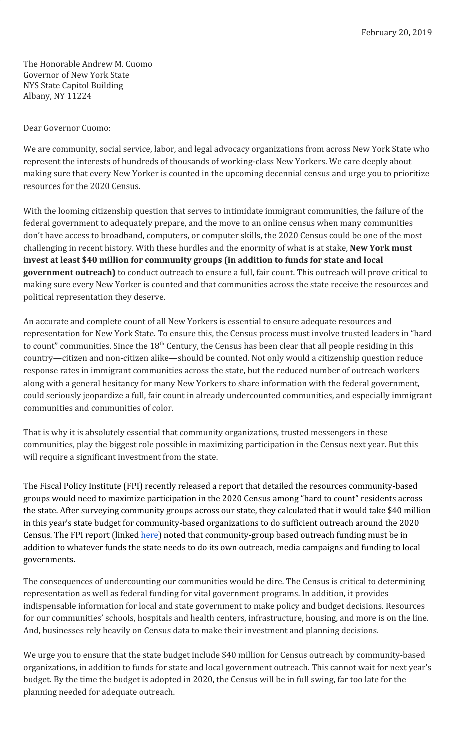February 20, 2019

The Honorable Andrew M. Cuomo
Governor of New York State
NYS State Capitol Building
Albany, NY 11224

Dear Governor Cuomo:

We are community, social service, labor, and legal advocacy organizations from across New York State who represent the interests of hundreds of thousands of working-class New Yorkers. We care deeply about making sure that every New Yorker is counted in the upcoming decennial census and urge you to prioritize resources for the 2020 Census.

With the looming citizenship question that serves to intimidate immigrant communities, the failure of the federal government to adequately prepare, and the move to an online census when many communities don't have access to broadband, computers, or computer skills, the 2020 Census could be one of the most challenging in recent history. With these hurdles and the enormity of what is at stake, **New York must invest at least $40 million for community groups (in addition to funds for state and local government outreach)** to conduct outreach to ensure a full, fair count. This outreach will prove critical to making sure every New Yorker is counted and that communities across the state receive the resources and political representation they deserve.

An accurate and complete count of all New Yorkers is essential to ensure adequate resources and representation for New York State. To ensure this, the Census process must involve trusted leaders in "hard to count" communities. Since the 18th Century, the Census has been clear that all people residing in this country—citizen and non-citizen alike—should be counted. Not only would a citizenship question reduce response rates in immigrant communities across the state, but the reduced number of outreach workers along with a general hesitancy for many New Yorkers to share information with the federal government, could seriously jeopardize a full, fair count in already undercounted communities, and especially immigrant communities and communities of color.

That is why it is absolutely essential that community organizations, trusted messengers in these communities, play the biggest role possible in maximizing participation in the Census next year. But this will require a significant investment from the state.

The Fiscal Policy Institute (FPI) recently released a report that detailed the resources community-based groups would need to maximize participation in the 2020 Census among "hard to count" residents across the state. After surveying community groups across our state, they calculated that it would take $40 million in this year's state budget for community-based organizations to do sufficient outreach around the 2020 Census. The FPI report (linked here) noted that community-group based outreach funding must be in addition to whatever funds the state needs to do its own outreach, media campaigns and funding to local governments.

The consequences of undercounting our communities would be dire. The Census is critical to determining representation as well as federal funding for vital government programs. In addition, it provides indispensable information for local and state government to make policy and budget decisions. Resources for our communities' schools, hospitals and health centers, infrastructure, housing, and more is on the line. And, businesses rely heavily on Census data to make their investment and planning decisions.

We urge you to ensure that the state budget include $40 million for Census outreach by community-based organizations, in addition to funds for state and local government outreach. This cannot wait for next year's budget. By the time the budget is adopted in 2020, the Census will be in full swing, far too late for the planning needed for adequate outreach.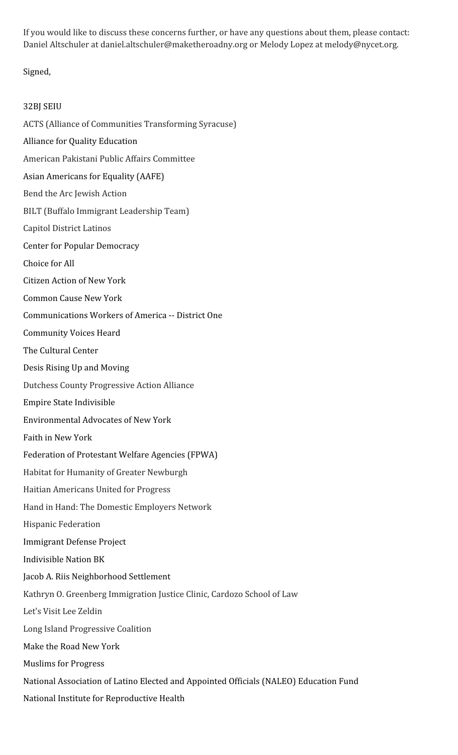If you would like to discuss these concerns further, or have any questions about them, please contact: Daniel Altschuler at daniel.altschuler@maketheroadny.org or Melody Lopez at melody@nycet.org.

Signed,

32BJ SEIU

ACTS (Alliance of Communities Transforming Syracuse)

Alliance for Quality Education

American Pakistani Public Affairs Committee

Asian Americans for Equality (AAFE)

Bend the Arc Jewish Action

BILT (Buffalo Immigrant Leadership Team)

Capitol District Latinos

Center for Popular Democracy

Choice for All

Citizen Action of New York

Common Cause New York

Communications Workers of America -- District One

Community Voices Heard

The Cultural Center

Desis Rising Up and Moving

Dutchess County Progressive Action Alliance

Empire State Indivisible

Environmental Advocates of New York

Faith in New York

Federation of Protestant Welfare Agencies (FPWA)

Habitat for Humanity of Greater Newburgh

Haitian Americans United for Progress

Hand in Hand: The Domestic Employers Network

Hispanic Federation

Immigrant Defense Project

Indivisible Nation BK

Jacob A. Riis Neighborhood Settlement

Kathryn O. Greenberg Immigration Justice Clinic, Cardozo School of Law

Let's Visit Lee Zeldin

Long Island Progressive Coalition

Make the Road New York

Muslims for Progress

National Association of Latino Elected and Appointed Officials (NALEO) Education Fund

National Institute for Reproductive Health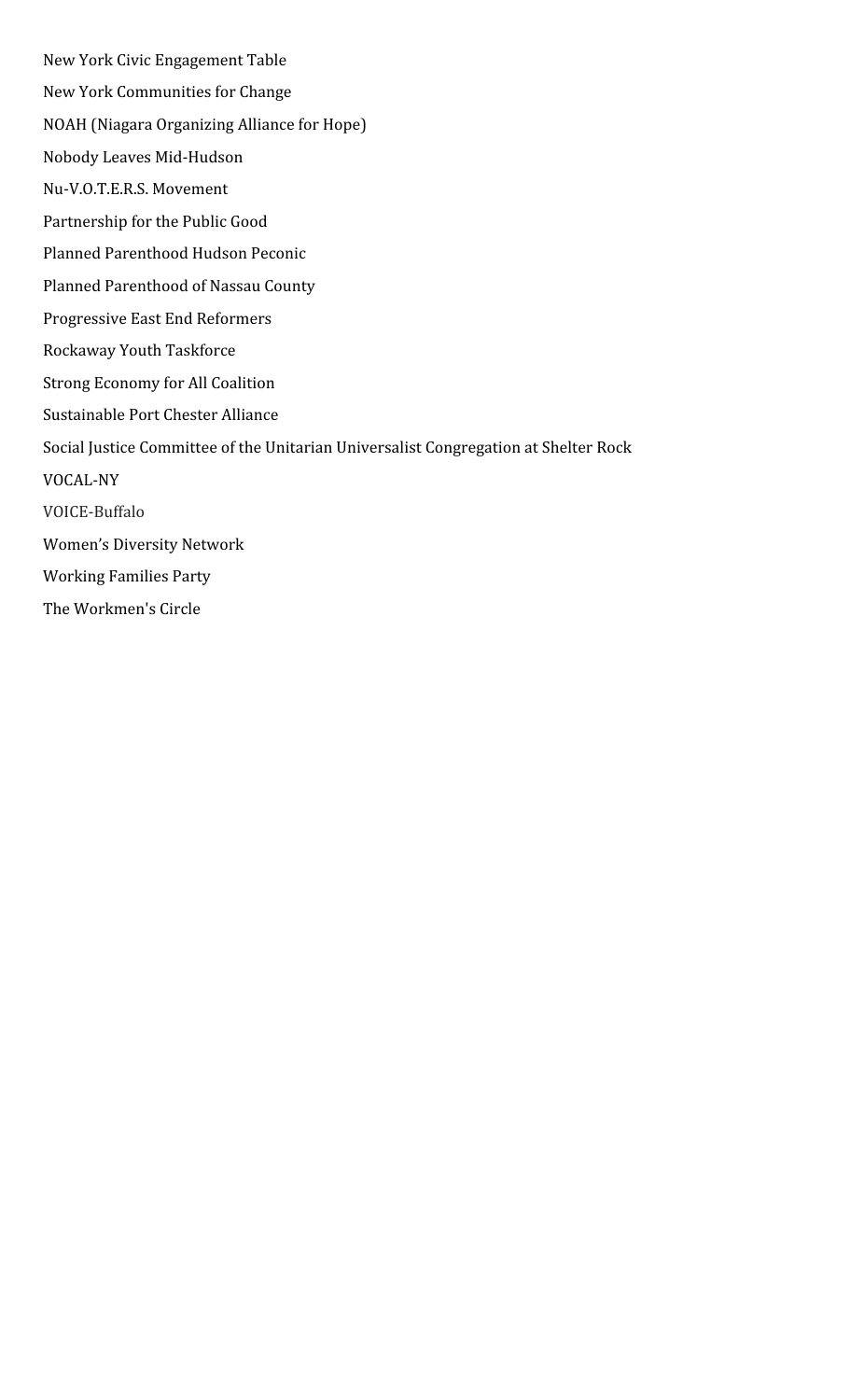New York Civic Engagement Table

New York Communities for Change

NOAH (Niagara Organizing Alliance for Hope)

Nobody Leaves Mid-Hudson

Nu-V.O.T.E.R.S. Movement

Partnership for the Public Good

Planned Parenthood Hudson Peconic

Planned Parenthood of Nassau County

Progressive East End Reformers

Rockaway Youth Taskforce

Strong Economy for All Coalition

Sustainable Port Chester Alliance

Social Justice Committee of the Unitarian Universalist Congregation at Shelter Rock

VOCAL-NY

VOICE-Buffalo

Women's Diversity Network

Working Families Party

The Workmen's Circle